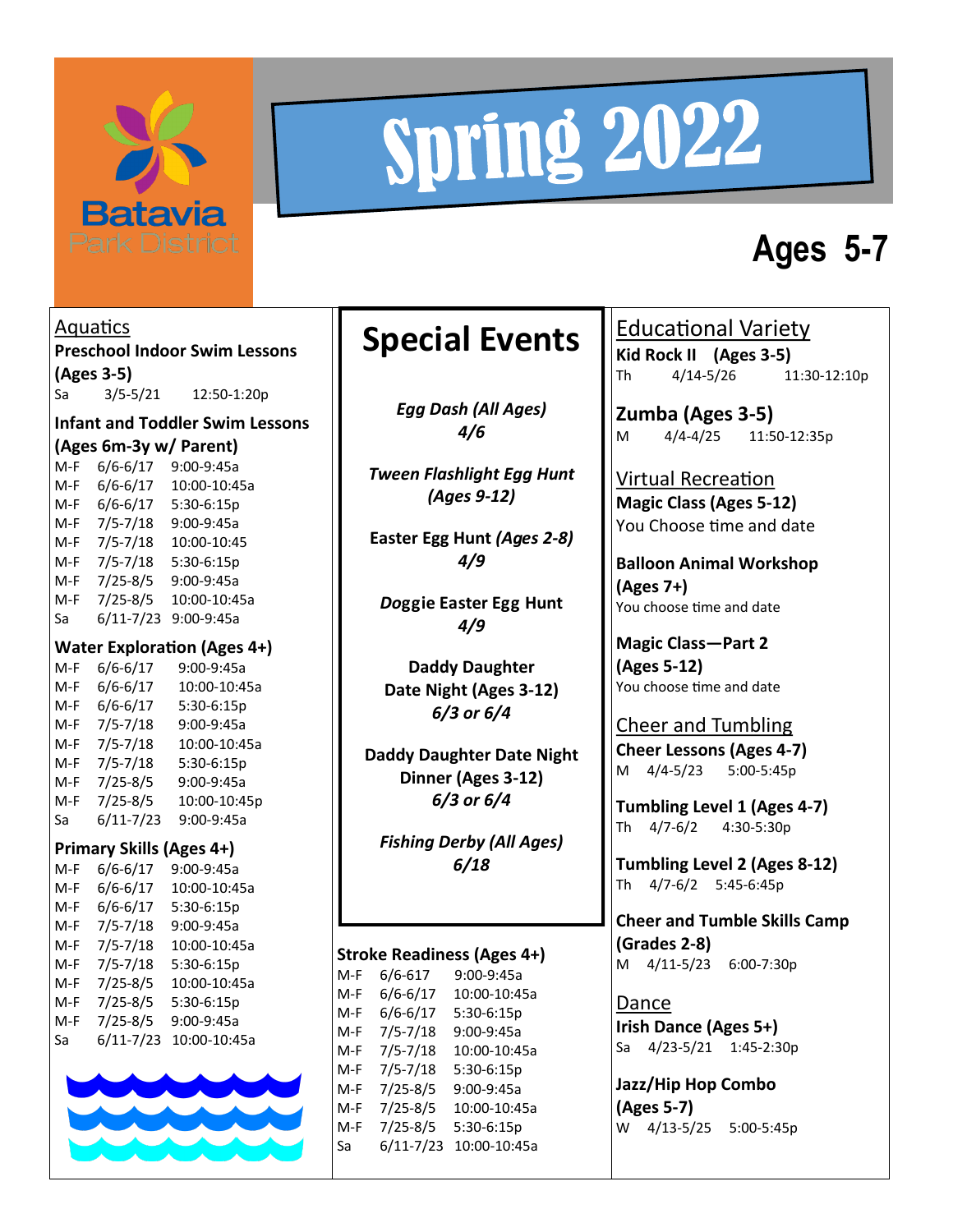Batavia Park District

# Spring 2022

# Ages 5-7

## Aquatics

**Preschool Indoor Swim Lessons (Ages 3-5)**

Sa 3/5-5/21 12:50-1:20p

**Infant and Toddler Swim Lessons (Ages 6m-3y w/ Parent)**

| | | |
|---|---|---|
| M-F | 6/6-6/17 | 9:00-9:45a |
| M-F | 6/6-6/17 | 10:00-10:45a |
| M-F | 6/6-6/17 | 5:30-6:15p |
| M-F | 7/5-7/18 | 9:00-9:45a |
| M-F | 7/5-7/18 | 10:00-10:45 |
| M-F | 7/5-7/18 | 5:30-6:15p |
| M-F | 7/25-8/5 | 9:00-9:45a |
| M-F | 7/25-8/5 | 10:00-10:45a |
| Sa | 6/11-7/23 | 9:00-9:45a |

**Water Exploration (Ages 4+)**

| | | |
|---|---|---|
| M-F | 6/6-6/17 | 9:00-9:45a |
| M-F | 6/6-6/17 | 10:00-10:45a |
| M-F | 6/6-6/17 | 5:30-6:15p |
| M-F | 7/5-7/18 | 9:00-9:45a |
| M-F | 7/5-7/18 | 10:00-10:45a |
| M-F | 7/5-7/18 | 5:30-6:15p |
| M-F | 7/25-8/5 | 9:00-9:45a |
| M-F | 7/25-8/5 | 10:00-10:45p |
| Sa | 6/11-7/23 | 9:00-9:45a |

**Primary Skills (Ages 4+)**

| | | |
|---|---|---|
| M-F | 6/6-6/17 | 9:00-9:45a |
| M-F | 6/6-6/17 | 10:00-10:45a |
| M-F | 6/6-6/17 | 5:30-6:15p |
| M-F | 7/5-7/18 | 9:00-9:45a |
| M-F | 7/5-7/18 | 10:00-10:45a |
| M-F | 7/5-7/18 | 5:30-6:15p |
| M-F | 7/25-8/5 | 10:00-10:45a |
| M-F | 7/25-8/5 | 5:30-6:15p |
| M-F | 7/25-8/5 | 9:00-9:45a |
| Sa | 6/11-7/23 | 10:00-10:45a |

## Special Events

*Egg Dash (All Ages)*
*4/6*

*Tween Flashlight Egg Hunt (Ages 9-12)*

**Easter Egg Hunt *(Ages 2-8)***
***4/9***

***Doggie* Easter Egg Hunt**
***4/9***

**Daddy Daughter Date Night (Ages 3-12)**
***6/3 or 6/4***

**Daddy Daughter Date Night Dinner (Ages 3-12)**
***6/3 or 6/4***

*Fishing Derby (All Ages)*
*6/18*

**Stroke Readiness (Ages 4+)**

| | | |
|---|---|---|
| M-F | 6/6-617 | 9:00-9:45a |
| M-F | 6/6-6/17 | 10:00-10:45a |
| M-F | 6/6-6/17 | 5:30-6:15p |
| M-F | 7/5-7/18 | 9:00-9:45a |
| M-F | 7/5-7/18 | 10:00-10:45a |
| M-F | 7/5-7/18 | 5:30-6:15p |
| M-F | 7/25-8/5 | 9:00-9:45a |
| M-F | 7/25-8/5 | 10:00-10:45a |
| M-F | 7/25-8/5 | 5:30-6:15p |
| Sa | 6/11-7/23 | 10:00-10:45a |

## Educational Variety

**Kid Rock II (Ages 3-5)**

Th 4/14-5/26 11:30-12:10p

**Zumba (Ages 3-5)**

M 4/4-4/25 11:50-12:35p

## Virtual Recreation

**Magic Class (Ages 5-12)**

You Choose time and date

**Balloon Animal Workshop (Ages 7+)**

You choose time and date

**Magic Class—Part 2 (Ages 5-12)**

You choose time and date

## Cheer and Tumbling

**Cheer Lessons (Ages 4-7)**

M 4/4-5/23 5:00-5:45p

**Tumbling Level 1 (Ages 4-7)**

Th 4/7-6/2 4:30-5:30p

**Tumbling Level 2 (Ages 8-12)**

Th 4/7-6/2 5:45-6:45p

**Cheer and Tumble Skills Camp (Grades 2-8)**

M 4/11-5/23 6:00-7:30p

## Dance

**Irish Dance (Ages 5+)**

Sa 4/23-5/21 1:45-2:30p

**Jazz/Hip Hop Combo (Ages 5-7)**

W 4/13-5/25 5:00-5:45p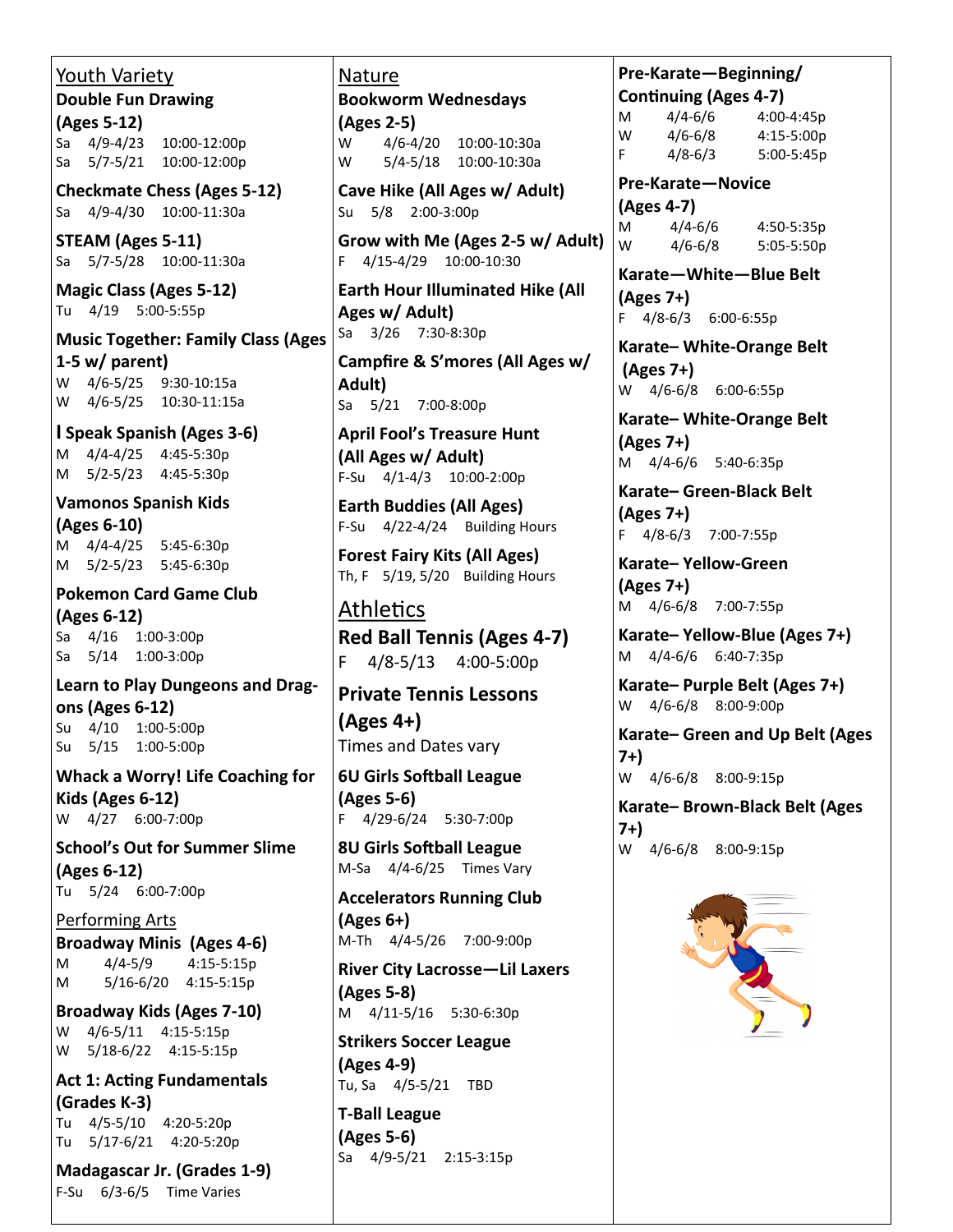## Youth Variety

**Double Fun Drawing (Ages 5-12)**
Sa 4/9-4/23 10:00-12:00p
Sa 5/7-5/21 10:00-12:00p

**Checkmate Chess (Ages 5-12)**
Sa 4/9-4/30 10:00-11:30a

**STEAM (Ages 5-11)**
Sa 5/7-5/28 10:00-11:30a

**Magic Class (Ages 5-12)**
Tu 4/19 5:00-5:55p

**Music Together: Family Class (Ages 1-5 w/ parent)**
W 4/6-5/25 9:30-10:15a
W 4/6-5/25 10:30-11:15a

**I Speak Spanish (Ages 3-6)**
M 4/4-4/25 4:45-5:30p
M 5/2-5/23 4:45-5:30p

**Vamonos Spanish Kids (Ages 6-10)**
M 4/4-4/25 5:45-6:30p
M 5/2-5/23 5:45-6:30p

**Pokemon Card Game Club (Ages 6-12)**
Sa 4/16 1:00-3:00p
Sa 5/14 1:00-3:00p

**Learn to Play Dungeons and Dragons (Ages 6-12)**
Su 4/10 1:00-5:00p
Su 5/15 1:00-5:00p

**Whack a Worry! Life Coaching for Kids (Ages 6-12)**
W 4/27 6:00-7:00p

**School's Out for Summer Slime (Ages 6-12)**
Tu 5/24 6:00-7:00p

## Performing Arts

**Broadway Minis (Ages 4-6)**
M 4/4-5/9 4:15-5:15p
M 5/16-6/20 4:15-5:15p

**Broadway Kids (Ages 7-10)**
W 4/6-5/11 4:15-5:15p
W 5/18-6/22 4:15-5:15p

**Act 1: Acting Fundamentals (Grades K-3)**
Tu 4/5-5/10 4:20-5:20p
Tu 5/17-6/21 4:20-5:20p

**Madagascar Jr. (Grades 1-9)**
F-Su 6/3-6/5 Time Varies

## Nature

**Bookworm Wednesdays (Ages 2-5)**
W 4/6-4/20 10:00-10:30a
W 5/4-5/18 10:00-10:30a

**Cave Hike (All Ages w/ Adult)**
Su 5/8 2:00-3:00p

**Grow with Me (Ages 2-5 w/ Adult)**
F 4/15-4/29 10:00-10:30

**Earth Hour Illuminated Hike (All Ages w/ Adult)**
Sa 3/26 7:30-8:30p

**Campfire & S'mores (All Ages w/ Adult)**
Sa 5/21 7:00-8:00p

**April Fool's Treasure Hunt (All Ages w/ Adult)**
F-Su 4/1-4/3 10:00-2:00p

**Earth Buddies (All Ages)**
F-Su 4/22-4/24 Building Hours

**Forest Fairy Kits (All Ages)**
Th, F 5/19, 5/20 Building Hours

## Athletics

**Red Ball Tennis (Ages 4-7)**
F 4/8-5/13 4:00-5:00p

**Private Tennis Lessons (Ages 4+)**
Times and Dates vary

**6U Girls Softball League (Ages 5-6)**
F 4/29-6/24 5:30-7:00p

**8U Girls Softball League**
M-Sa 4/4-6/25 Times Vary

**Accelerators Running Club (Ages 6+)**
M-Th 4/4-5/26 7:00-9:00p

**River City Lacrosse—Lil Laxers (Ages 5-8)**
M 4/11-5/16 5:30-6:30p

**Strikers Soccer League (Ages 4-9)**
Tu, Sa 4/5-5/21 TBD

**T-Ball League (Ages 5-6)**
Sa 4/9-5/21 2:15-3:15p

**Pre-Karate—Beginning/ Continuing (Ages 4-7)**
M 4/4-6/6 4:00-4:45p
W 4/6-6/8 4:15-5:00p
F 4/8-6/3 5:00-5:45p

**Pre-Karate—Novice (Ages 4-7)**
M 4/4-6/6 4:50-5:35p
W 4/6-6/8 5:05-5:50p

**Karate—White—Blue Belt (Ages 7+)**
F 4/8-6/3 6:00-6:55p

**Karate– White-Orange Belt (Ages 7+)**
W 4/6-6/8 6:00-6:55p

**Karate– White-Orange Belt (Ages 7+)**
M 4/4-6/6 5:40-6:35p

**Karate– Green-Black Belt (Ages 7+)**
F 4/8-6/3 7:00-7:55p

**Karate– Yellow-Green (Ages 7+)**
M 4/6-6/8 7:00-7:55p

**Karate– Yellow-Blue (Ages 7+)**
M 4/4-6/6 6:40-7:35p

**Karate– Purple Belt (Ages 7+)**
W 4/6-6/8 8:00-9:00p

**Karate– Green and Up Belt (Ages 7+)**
W 4/6-6/8 8:00-9:15p

**Karate– Brown-Black Belt (Ages 7+)**
W 4/6-6/8 8:00-9:15p